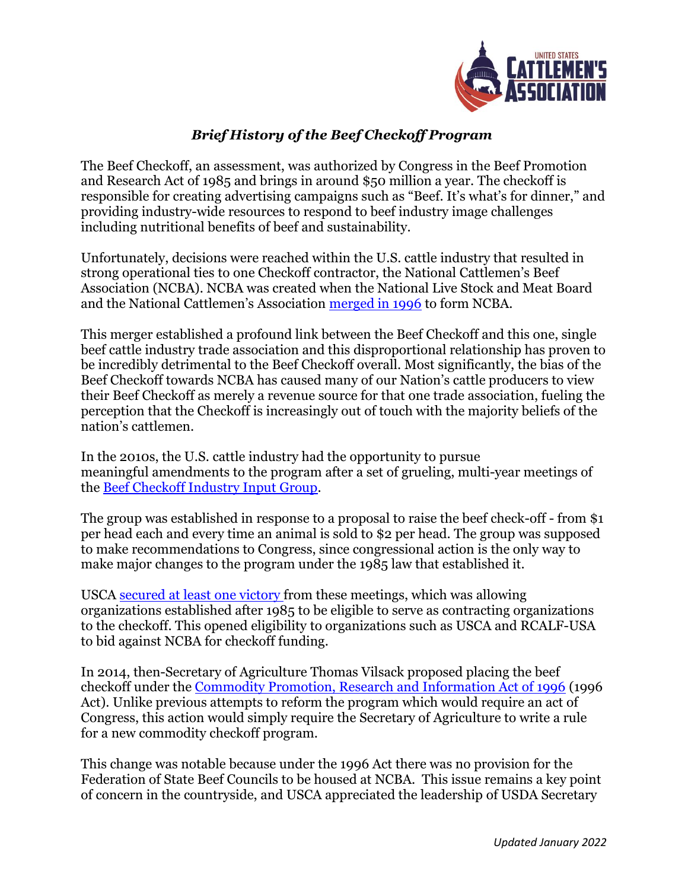*Brief History of the Beef Checkoff Program*

The Beef Checkoff, an assessment, was authorized by Congress in the Beef Promotion and Research Act of 1985 and brings in around $50 million a year. The checkoff is responsible for creating advertising campaigns such as "Beef. It's what's for dinner," and providing industry-wide resources to respond to beef industry image challenges including nutritional benefits of beef and sustainability.

Unfortunately, decisions were reached within the U.S. cattle industry that resulted in strong operational ties to one Checkoff contractor, the National Cattlemen's Beef Association (NCBA). NCBA was created when the National Live Stock and Meat Board and the National Cattlemen's Association merged in 1996 to form NCBA.

This merger established a profound link between the Beef Checkoff and this one, single beef cattle industry trade association and this disproportional relationship has proven to be incredibly detrimental to the Beef Checkoff overall. Most significantly, the bias of the Beef Checkoff towards NCBA has caused many of our Nation's cattle producers to view their Beef Checkoff as merely a revenue source for that one trade association, fueling the perception that the Checkoff is increasingly out of touch with the majority beliefs of the nation's cattlemen.

In the 2010s, the U.S. cattle industry had the opportunity to pursue meaningful amendments to the program after a set of grueling, multi-year meetings of the Beef Checkoff Industry Input Group.

The group was established in response to a proposal to raise the beef check-off - from $1 per head each and every time an animal is sold to $2 per head. The group was supposed to make recommendations to Congress, since congressional action is the only way to make major changes to the program under the 1985 law that established it.

USCA secured at least one victory from these meetings, which was allowing organizations established after 1985 to be eligible to serve as contracting organizations to the checkoff. This opened eligibility to organizations such as USCA and RCALF-USA to bid against NCBA for checkoff funding.

In 2014, then-Secretary of Agriculture Thomas Vilsack proposed placing the beef checkoff under the Commodity Promotion, Research and Information Act of 1996 (1996 Act). Unlike previous attempts to reform the program which would require an act of Congress, this action would simply require the Secretary of Agriculture to write a rule for a new commodity checkoff program.

This change was notable because under the 1996 Act there was no provision for the Federation of State Beef Councils to be housed at NCBA. This issue remains a key point of concern in the countryside, and USCA appreciated the leadership of USDA Secretary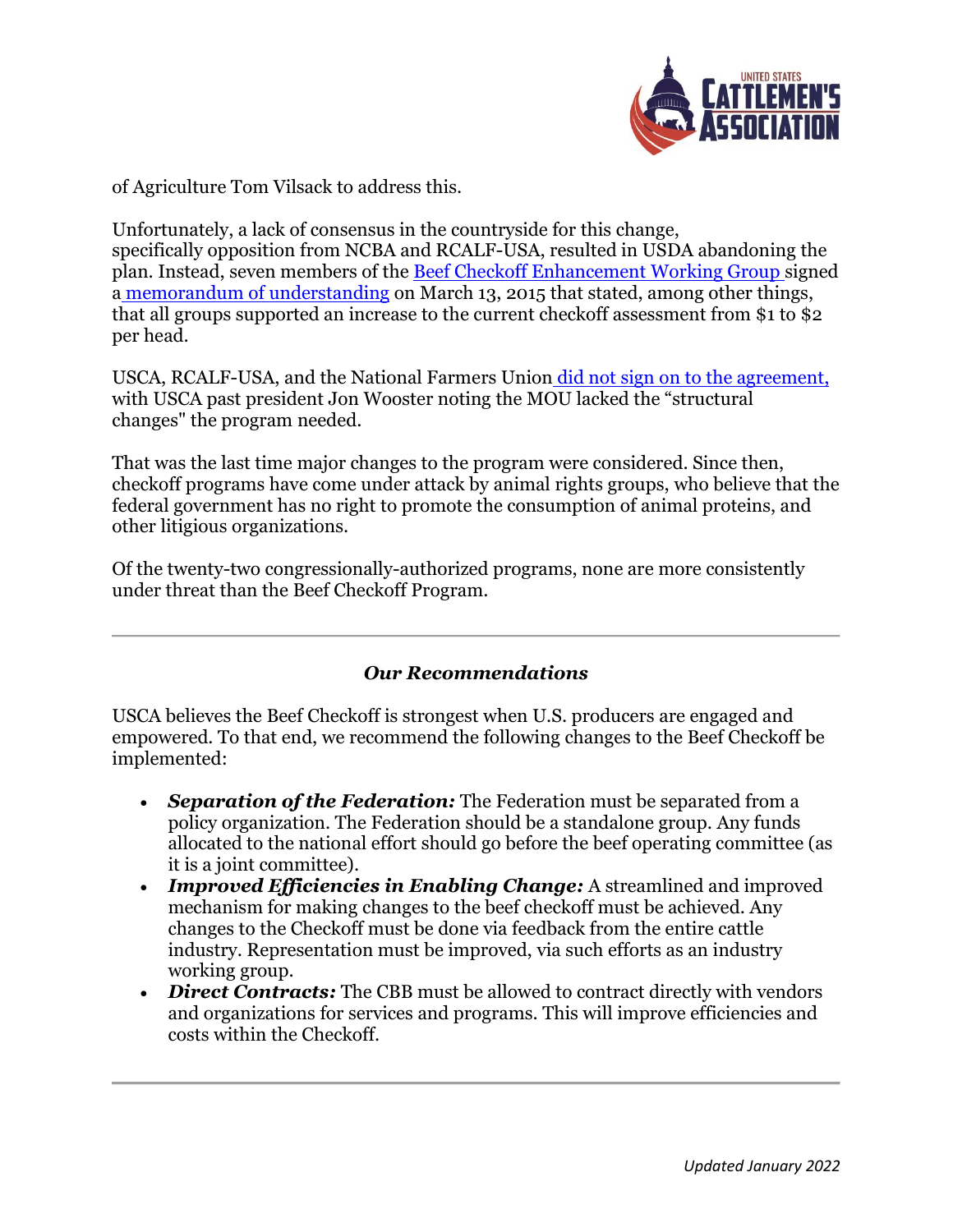of Agriculture Tom Vilsack to address this.

Unfortunately, a lack of consensus in the countryside for this change, specifically opposition from NCBA and RCALF-USA, resulted in USDA abandoning the plan. Instead, seven members of the Beef Checkoff Enhancement Working Group signed a memorandum of understanding on March 13, 2015 that stated, among other things, that all groups supported an increase to the current checkoff assessment from $1 to $2 per head.

USCA, RCALF-USA, and the National Farmers Union did not sign on to the agreement, with USCA past president Jon Wooster noting the MOU lacked the "structural changes" the program needed.

That was the last time major changes to the program were considered. Since then, checkoff programs have come under attack by animal rights groups, who believe that the federal government has no right to promote the consumption of animal proteins, and other litigious organizations.

Of the twenty-two congressionally-authorized programs, none are more consistently under threat than the Beef Checkoff Program.

---

### *Our Recommendations*

USCA believes the Beef Checkoff is strongest when U.S. producers are engaged and empowered. To that end, we recommend the following changes to the Beef Checkoff be implemented:

- ***Separation of the Federation:*** The Federation must be separated from a policy organization. The Federation should be a standalone group. Any funds allocated to the national effort should go before the beef operating committee (as it is a joint committee).
- ***Improved Efficiencies in Enabling Change:*** A streamlined and improved mechanism for making changes to the beef checkoff must be achieved. Any changes to the Checkoff must be done via feedback from the entire cattle industry. Representation must be improved, via such efforts as an industry working group.
- ***Direct Contracts:*** The CBB must be allowed to contract directly with vendors and organizations for services and programs. This will improve efficiencies and costs within the Checkoff.

---

*Updated January 2022*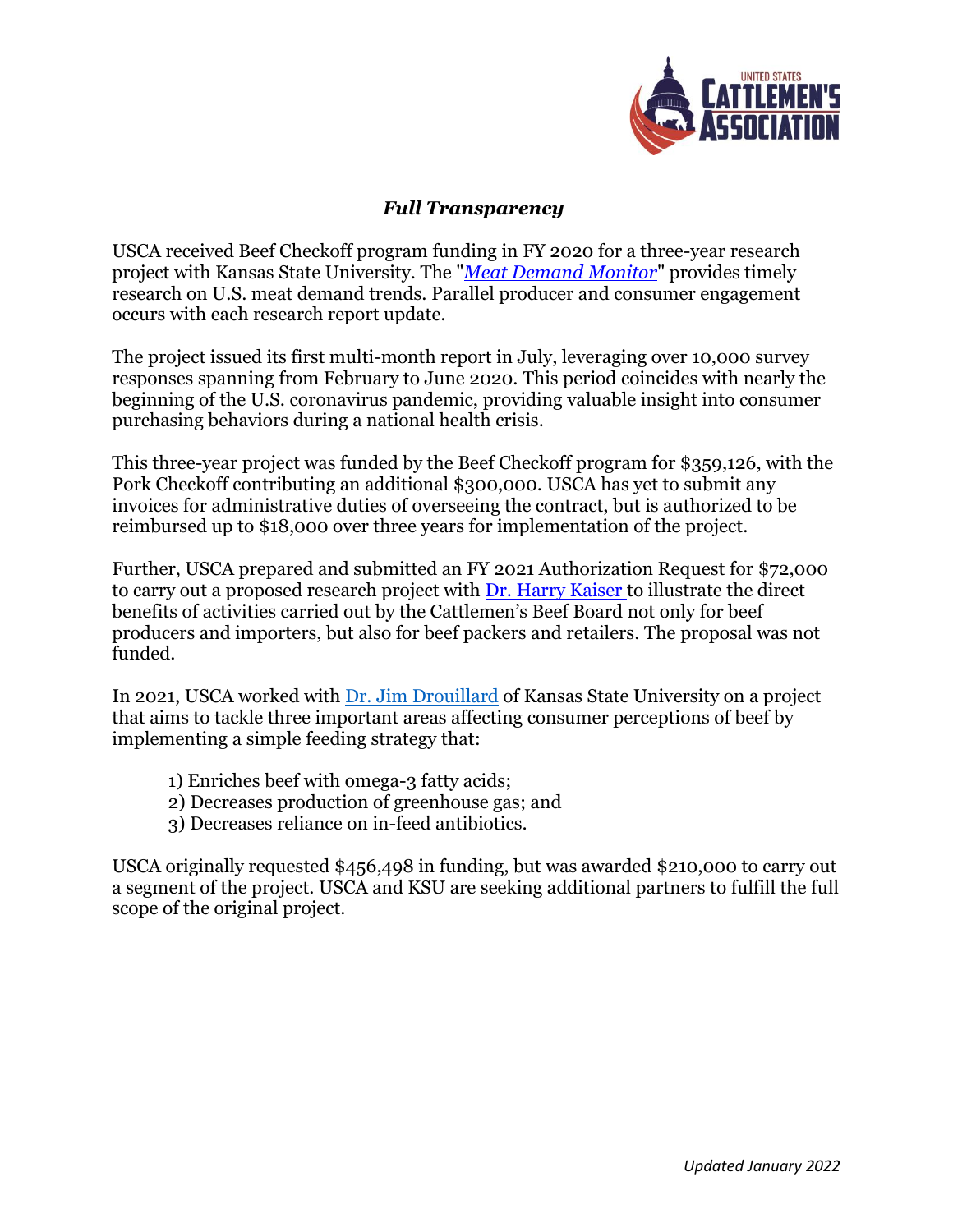## *Full Transparency*

USCA received Beef Checkoff program funding in FY 2020 for a three-year research project with Kansas State University. The "*Meat Demand Monitor*" provides timely research on U.S. meat demand trends. Parallel producer and consumer engagement occurs with each research report update.

The project issued its first multi-month report in July, leveraging over 10,000 survey responses spanning from February to June 2020. This period coincides with nearly the beginning of the U.S. coronavirus pandemic, providing valuable insight into consumer purchasing behaviors during a national health crisis.

This three-year project was funded by the Beef Checkoff program for $359,126, with the Pork Checkoff contributing an additional $300,000. USCA has yet to submit any invoices for administrative duties of overseeing the contract, but is authorized to be reimbursed up to $18,000 over three years for implementation of the project.

Further, USCA prepared and submitted an FY 2021 Authorization Request for $72,000 to carry out a proposed research project with Dr. Harry Kaiser to illustrate the direct benefits of activities carried out by the Cattlemen's Beef Board not only for beef producers and importers, but also for beef packers and retailers. The proposal was not funded.

In 2021, USCA worked with Dr. Jim Drouillard of Kansas State University on a project that aims to tackle three important areas affecting consumer perceptions of beef by implementing a simple feeding strategy that:

1) Enriches beef with omega-3 fatty acids;
2) Decreases production of greenhouse gas; and
3) Decreases reliance on in-feed antibiotics.

USCA originally requested $456,498 in funding, but was awarded $210,000 to carry out a segment of the project. USCA and KSU are seeking additional partners to fulfill the full scope of the original project.

*Updated January 2022*